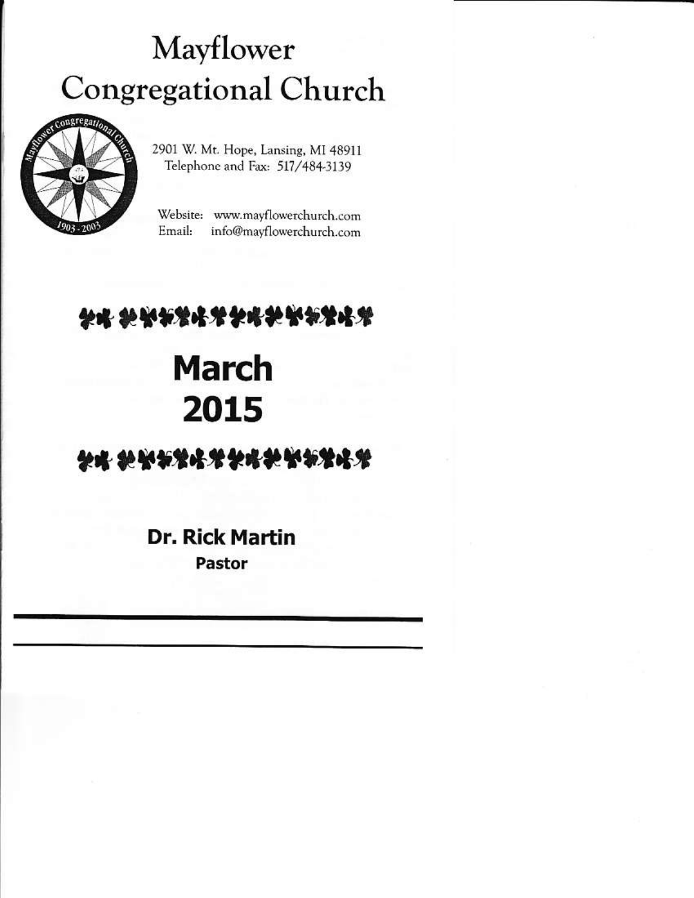# Mayflower Congregational Church

2901 W. Mt. Hope, Lansing, MI 48911
Telephone and Fax: 517/484-3139

Website: www.mayflowerchurch.com
Email: info@mayflowerchurch.com

# March 2015

**Dr. Rick Martin**
**Pastor**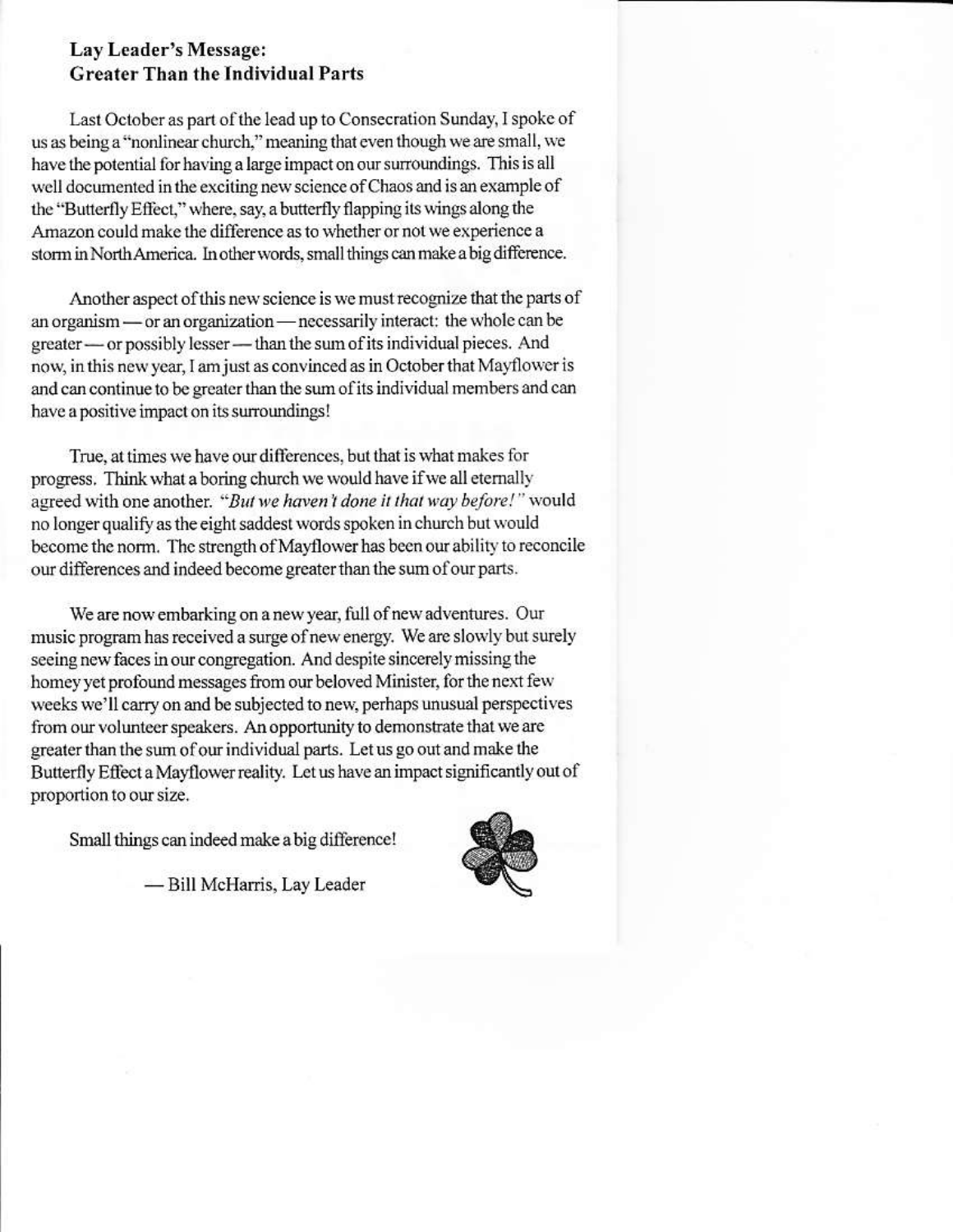## Lay Leader's Message: Greater Than the Individual Parts

Last October as part of the lead up to Consecration Sunday, I spoke of us as being a "nonlinear church," meaning that even though we are small, we have the potential for having a large impact on our surroundings. This is all well documented in the exciting new science of Chaos and is an example of the "Butterfly Effect," where, say, a butterfly flapping its wings along the Amazon could make the difference as to whether or not we experience a storm in North America. In other words, small things can make a big difference.

Another aspect of this new science is we must recognize that the parts of an organism — or an organization — necessarily interact: the whole can be greater — or possibly lesser — than the sum of its individual pieces. And now, in this new year, I am just as convinced as in October that Mayflower is and can continue to be greater than the sum of its individual members and can have a positive impact on its surroundings!

True, at times we have our differences, but that is what makes for progress. Think what a boring church we would have if we all eternally agreed with one another. "*But we haven't done it that way before!*" would no longer qualify as the eight saddest words spoken in church but would become the norm. The strength of Mayflower has been our ability to reconcile our differences and indeed become greater than the sum of our parts.

We are now embarking on a new year, full of new adventures. Our music program has received a surge of new energy. We are slowly but surely seeing new faces in our congregation. And despite sincerely missing the homey yet profound messages from our beloved Minister, for the next few weeks we'll carry on and be subjected to new, perhaps unusual perspectives from our volunteer speakers. An opportunity to demonstrate that we are greater than the sum of our individual parts. Let us go out and make the Butterfly Effect a Mayflower reality. Let us have an impact significantly out of proportion to our size.

Small things can indeed make a big difference!

— Bill McHarris, Lay Leader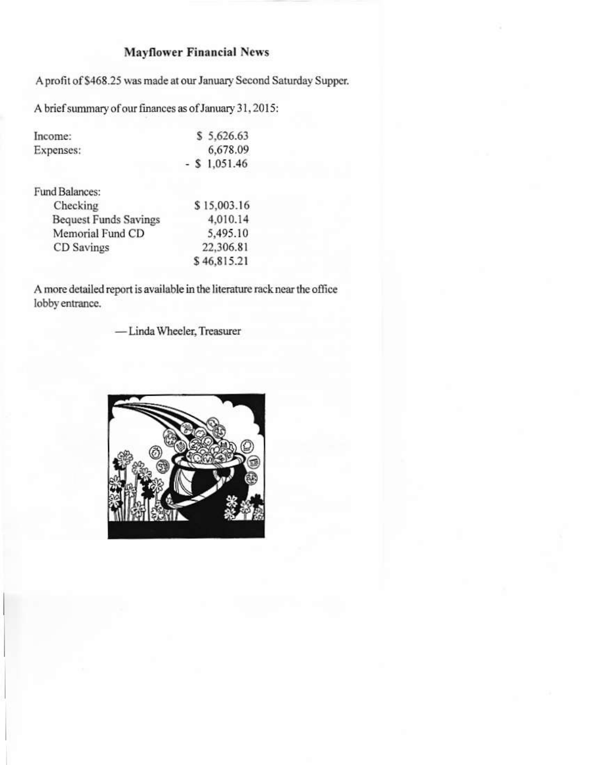## Mayflower Financial News

A profit of $468.25 was made at our January Second Saturday Supper.

A brief summary of our finances as of January 31, 2015:

| | |
|---|---|
| Income: | $ 5,626.63 |
| Expenses: | 6,678.09 |
| | - $ 1,051.46 |

| Fund Balances: | |
|---|---|
| Checking | $ 15,003.16 |
| Bequest Funds Savings | 4,010.14 |
| Memorial Fund CD | 5,495.10 |
| CD Savings | 22,306.81 |
| | $ 46,815.21 |

A more detailed report is available in the literature rack near the office lobby entrance.

— Linda Wheeler, Treasurer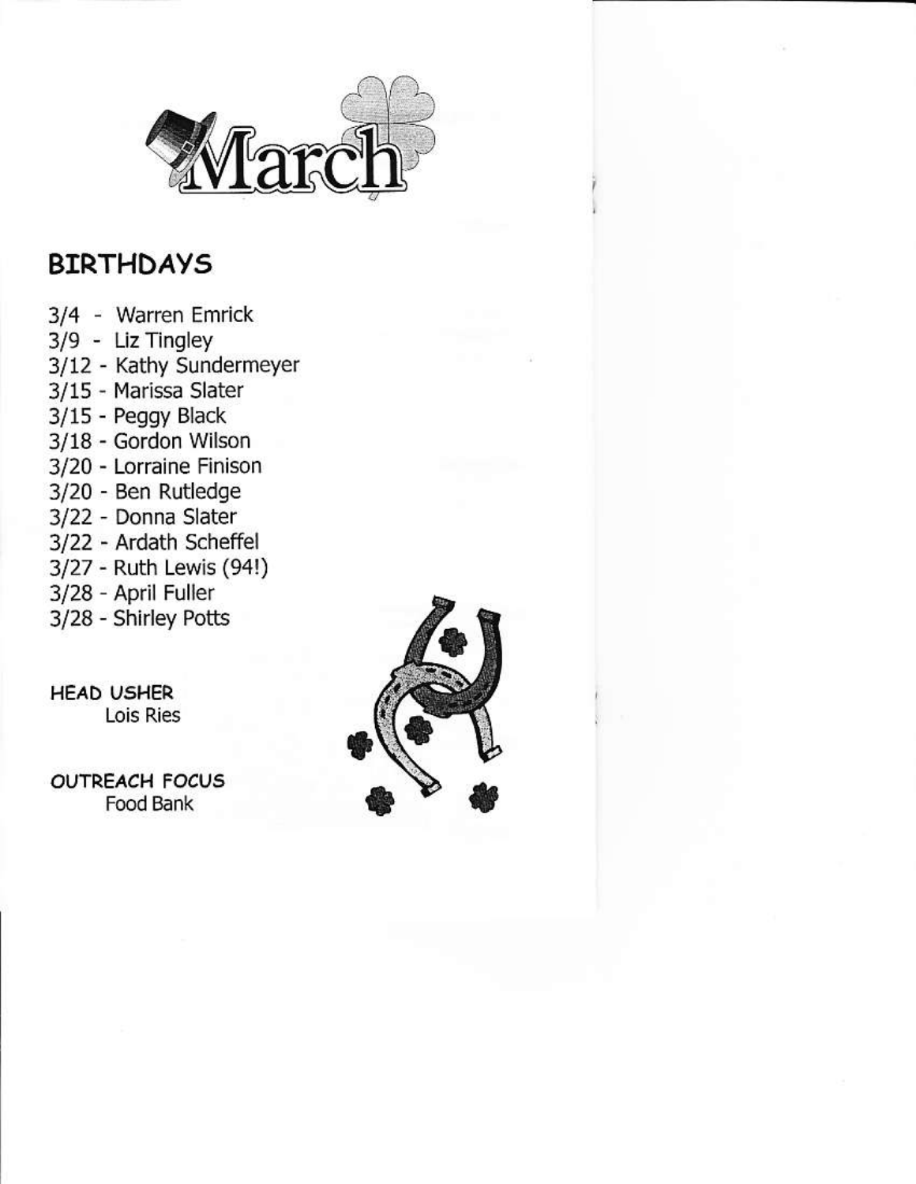# March

## BIRTHDAYS

3/4 - Warren Emrick
3/9 - Liz Tingley
3/12 - Kathy Sundermeyer
3/15 - Marissa Slater
3/15 - Peggy Black
3/18 - Gordon Wilson
3/20 - Lorraine Finison
3/20 - Ben Rutledge
3/22 - Donna Slater
3/22 - Ardath Scheffel
3/27 - Ruth Lewis (94!)
3/28 - April Fuller
3/28 - Shirley Potts

**HEAD USHER**
Lois Ries

**OUTREACH FOCUS**
Food Bank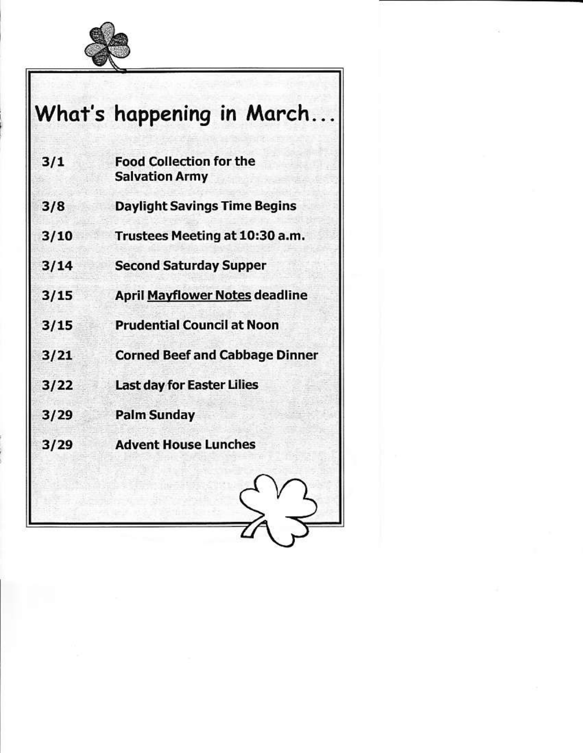# What's happening in March...

| | |
|---|---|
| **3/1** | **Food Collection for the Salvation Army** |
| **3/8** | **Daylight Savings Time Begins** |
| **3/10** | **Trustees Meeting at 10:30 a.m.** |
| **3/14** | **Second Saturday Supper** |
| **3/15** | **April <u>Mayflower Notes</u> deadline** |
| **3/15** | **Prudential Council at Noon** |
| **3/21** | **Corned Beef and Cabbage Dinner** |
| **3/22** | **Last day for Easter Lilies** |
| **3/29** | **Palm Sunday** |
| **3/29** | **Advent House Lunches** |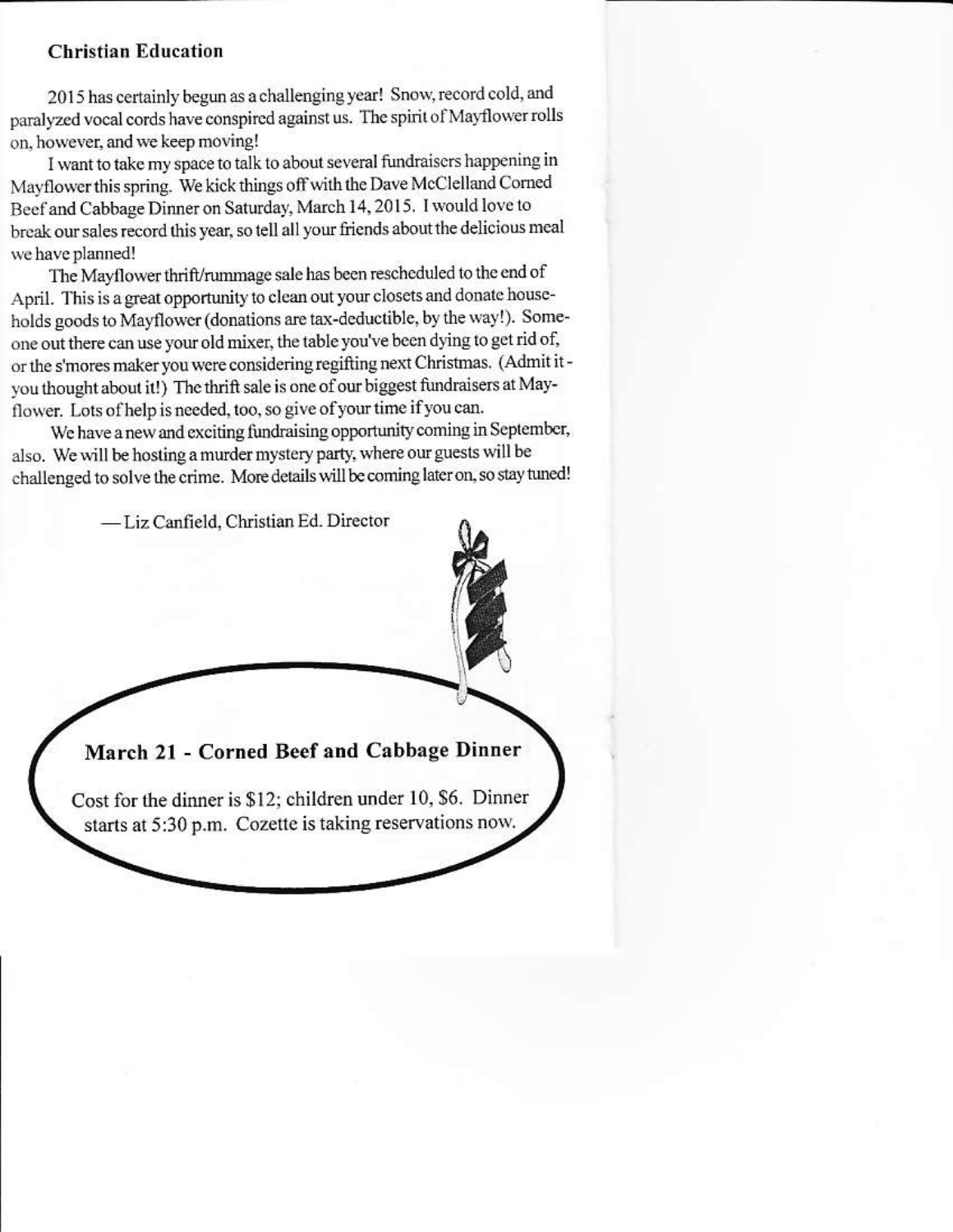### Christian Education

2015 has certainly begun as a challenging year! Snow, record cold, and paralyzed vocal cords have conspired against us. The spirit of Mayflower rolls on, however, and we keep moving!

I want to take my space to talk to about several fundraisers happening in Mayflower this spring. We kick things off with the Dave McClelland Corned Beef and Cabbage Dinner on Saturday, March 14, 2015. I would love to break our sales record this year, so tell all your friends about the delicious meal we have planned!

The Mayflower thrift/rummage sale has been rescheduled to the end of April. This is a great opportunity to clean out your closets and donate households goods to Mayflower (donations are tax-deductible, by the way!). Someone out there can use your old mixer, the table you've been dying to get rid of, or the s'mores maker you were considering regifting next Christmas. (Admit it - you thought about it!) The thrift sale is one of our biggest fundraisers at Mayflower. Lots of help is needed, too, so give of your time if you can.

We have a new and exciting fundraising opportunity coming in September, also. We will be hosting a murder mystery party, where our guests will be challenged to solve the crime. More details will be coming later on, so stay tuned!

— Liz Canfield, Christian Ed. Director

**March 21 - Corned Beef and Cabbage Dinner**

Cost for the dinner is $12; children under 10, $6. Dinner starts at 5:30 p.m. Cozette is taking reservations now.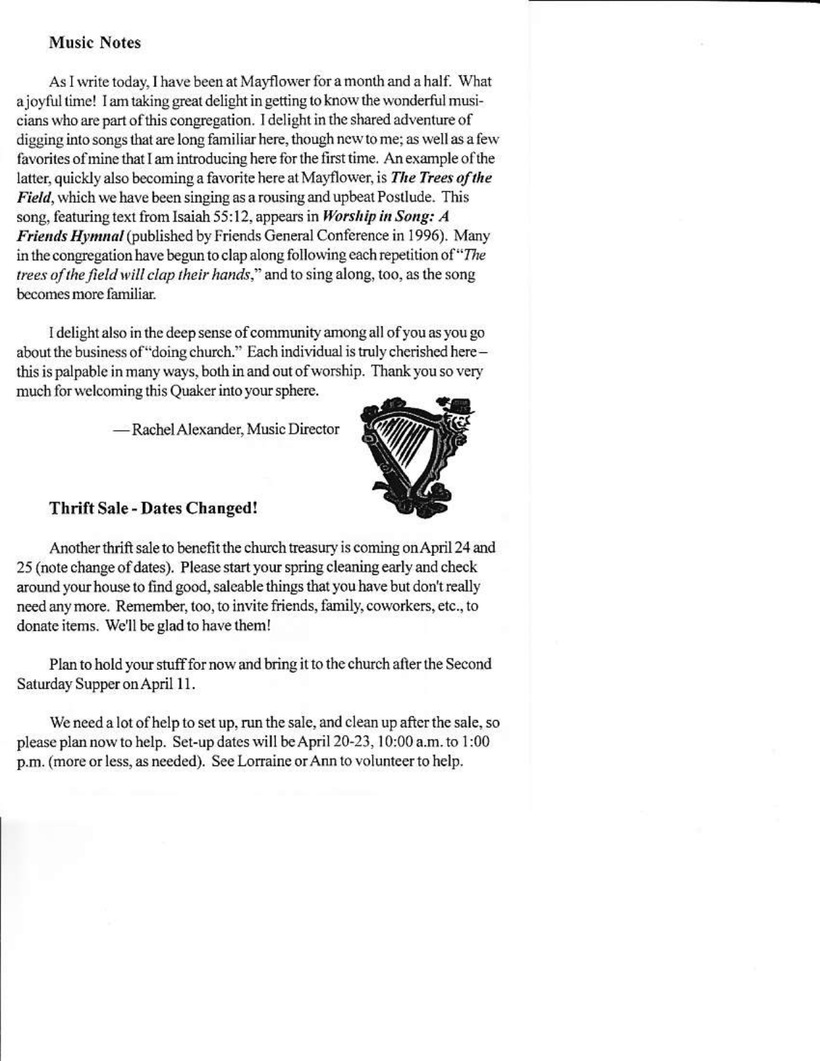## Music Notes

As I write today, I have been at Mayflower for a month and a half. What a joyful time! I am taking great delight in getting to know the wonderful musicians who are part of this congregation. I delight in the shared adventure of digging into songs that are long familiar here, though new to me; as well as a few favorites of mine that I am introducing here for the first time. An example of the latter, quickly also becoming a favorite here at Mayflower, is ***The Trees of the Field***, which we have been singing as a rousing and upbeat Postlude. This song, featuring text from Isaiah 55:12, appears in ***Worship in Song: A Friends Hymnal*** (published by Friends General Conference in 1996). Many in the congregation have begun to clap along following each repetition of "*The trees of the field will clap their hands*," and to sing along, too, as the song becomes more familiar.

I delight also in the deep sense of community among all of you as you go about the business of "doing church." Each individual is truly cherished here – this is palpable in many ways, both in and out of worship. Thank you so very much for welcoming this Quaker into your sphere.

— Rachel Alexander, Music Director

## Thrift Sale - Dates Changed!

Another thrift sale to benefit the church treasury is coming on April 24 and 25 (note change of dates). Please start your spring cleaning early and check around your house to find good, saleable things that you have but don't really need any more. Remember, too, to invite friends, family, coworkers, etc., to donate items. We'll be glad to have them!

Plan to hold your stuff for now and bring it to the church after the Second Saturday Supper on April 11.

We need a lot of help to set up, run the sale, and clean up after the sale, so please plan now to help. Set-up dates will be April 20-23, 10:00 a.m. to 1:00 p.m. (more or less, as needed). See Lorraine or Ann to volunteer to help.